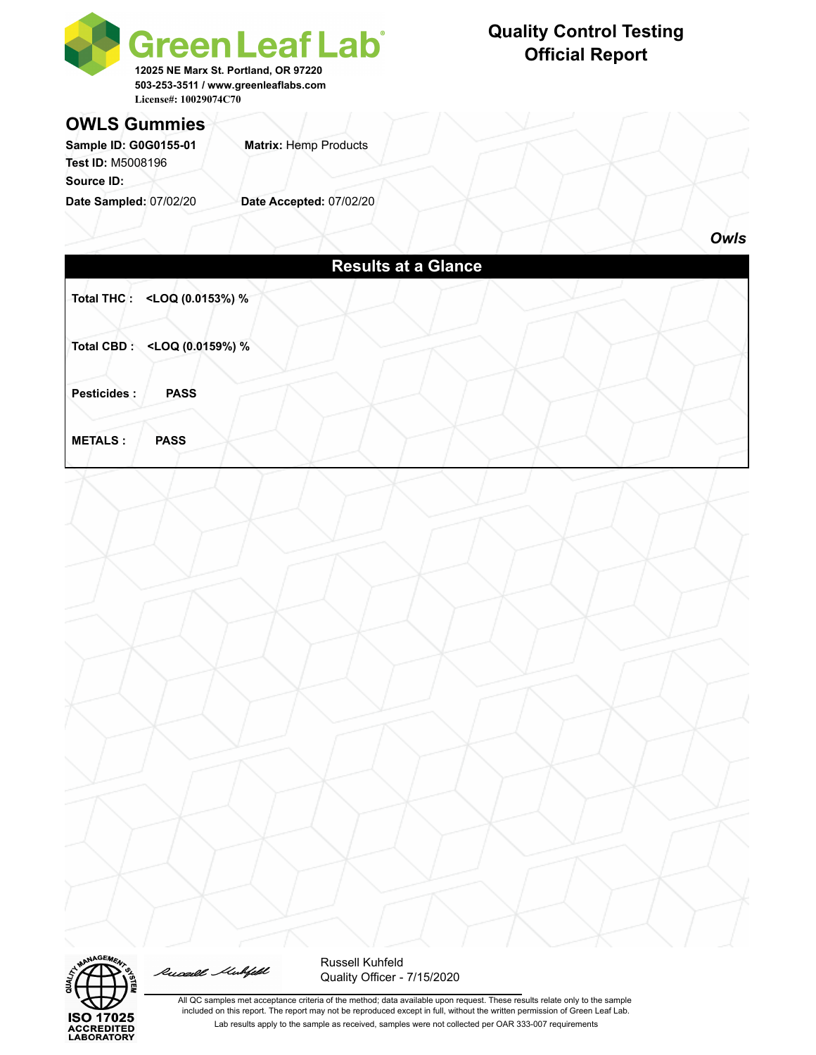**Green Leaf Lab**

12025 NE Marx St. Portland, OR 97220
503-253-3511 / www.greenleaflabs.com
License#: 10029074C70

# Quality Control Testing Official Report

## OWLS Gummies

**Sample ID: G0G0155-01** **Matrix:** Hemp Products
**Test ID:** M5008196
**Source ID:**
**Date Sampled:** 07/02/20 **Date Accepted:** 07/02/20

***Owls***

## Results at a Glance

**Total THC : <LOQ (0.0153%) %**

**Total CBD : <LOQ (0.0159%) %**

**Pesticides : PASS**

**METALS : PASS**

ISO 17025 ACCREDITED LABORATORY

Russell Kuhfeld
Quality Officer - 7/15/2020

All QC samples met acceptance criteria of the method; data available upon request. These results relate only to the sample included on this report. The report may not be reproduced except in full, without the written permission of Green Leaf Lab.

Lab results apply to the sample as received, samples were not collected per OAR 333-007 requirements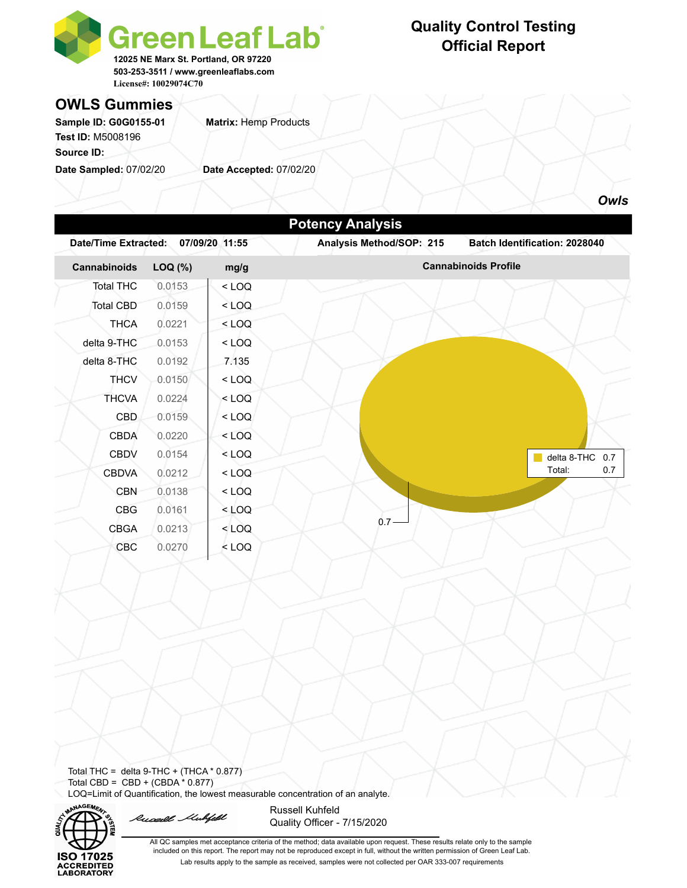# Green Leaf Lab

12025 NE Marx St. Portland, OR 97220
503-253-3511 / www.greenleaflabs.com
License#: 10029074C70

**Quality Control Testing Official Report**

## OWLS Gummies

**Sample ID:** G0G0155-01 **Matrix:** Hemp Products
**Test ID:** M5008196
**Source ID:**
**Date Sampled:** 07/02/20 **Date Accepted:** 07/02/20

***Owls***

## Potency Analysis

**Date/Time Extracted:** 07/09/20 11:55 **Analysis Method/SOP:** 215 **Batch Identification:** 2028040

| Cannabinoids | LOQ (%) | mg/g |
|---|---|---|
| Total THC | 0.0153 | < LOQ |
| Total CBD | 0.0159 | < LOQ |
| THCA | 0.0221 | < LOQ |
| delta 9-THC | 0.0153 | < LOQ |
| delta 8-THC | 0.0192 | 7.135 |
| THCV | 0.0150 | < LOQ |
| THCVA | 0.0224 | < LOQ |
| CBD | 0.0159 | < LOQ |
| CBDA | 0.0220 | < LOQ |
| CBDV | 0.0154 | < LOQ |
| CBDVA | 0.0212 | < LOQ |
| CBN | 0.0138 | < LOQ |
| CBG | 0.0161 | < LOQ |
| CBGA | 0.0213 | < LOQ |
| CBC | 0.0270 | < LOQ |

**Cannabinoids Profile**

delta 8-THC 0.7
Total: 0.7
0.7

Total THC = delta 9-THC + (THCA * 0.877)
Total CBD = CBD + (CBDA * 0.877)
LOQ=Limit of Quantification, the lowest measurable concentration of an analyte.

ISO 17025 ACCREDITED LABORATORY

Russell Kuhfeld
Quality Officer - 7/15/2020

All QC samples met acceptance criteria of the method; data available upon request. These results relate only to the sample included on this report. The report may not be reproduced except in full, without the written permission of Green Leaf Lab.
Lab results apply to the sample as received, samples were not collected per OAR 333-007 requirements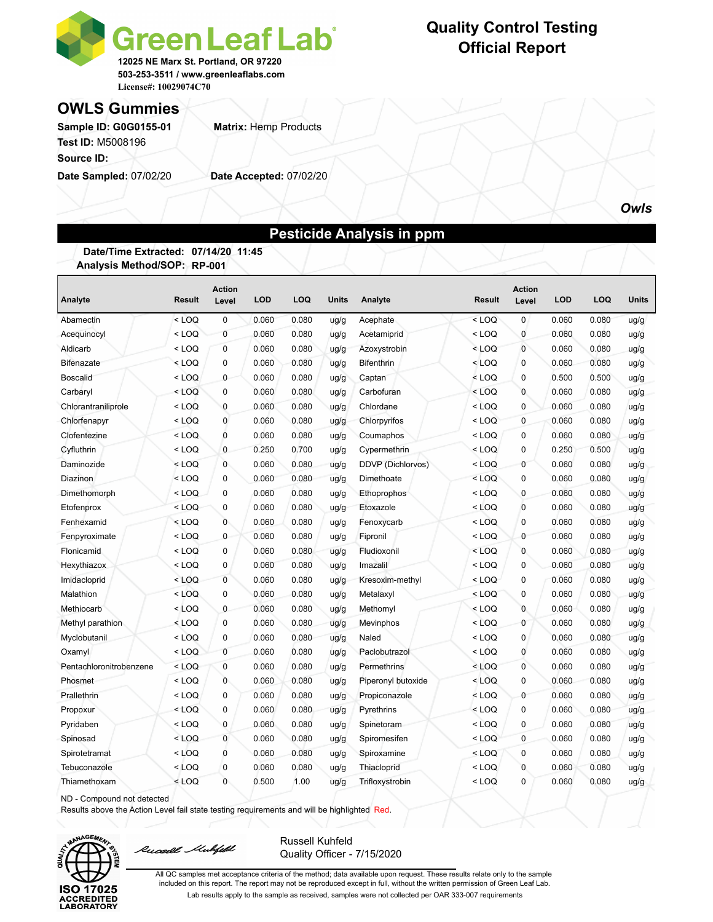**Green Leaf Lab**
12025 NE Marx St. Portland, OR 97220
503-253-3511 / www.greenleaflabs.com
License#: 10029074C70

**Quality Control Testing**
**Official Report**

## OWLS Gummies

**Sample ID:** **G0G0155-01** **Matrix:** Hemp Products
**Test ID:** M5008196
**Source ID:**
**Date Sampled:** 07/02/20 **Date Accepted:** 07/02/20

***Owls***

## Pesticide Analysis in ppm

**Date/Time Extracted:** **07/14/20 11:45**
**Analysis Method/SOP:** **RP-001**

| Analyte | Result | Action Level | LOD | LOQ | Units | Analyte | Result | Action Level | LOD | LOQ | Units |
|---|---|---|---|---|---|---|---|---|---|---|---|
| Abamectin | < LOQ | 0 | 0.060 | 0.080 | ug/g | Acephate | < LOQ | 0 | 0.060 | 0.080 | ug/g |
| Acequinocyl | < LOQ | 0 | 0.060 | 0.080 | ug/g | Acetamiprid | < LOQ | 0 | 0.060 | 0.080 | ug/g |
| Aldicarb | < LOQ | 0 | 0.060 | 0.080 | ug/g | Azoxystrobin | < LOQ | 0 | 0.060 | 0.080 | ug/g |
| Bifenazate | < LOQ | 0 | 0.060 | 0.080 | ug/g | Bifenthrin | < LOQ | 0 | 0.060 | 0.080 | ug/g |
| Boscalid | < LOQ | 0 | 0.060 | 0.080 | ug/g | Captan | < LOQ | 0 | 0.500 | 0.500 | ug/g |
| Carbaryl | < LOQ | 0 | 0.060 | 0.080 | ug/g | Carbofuran | < LOQ | 0 | 0.060 | 0.080 | ug/g |
| Chlorantraniliprole | < LOQ | 0 | 0.060 | 0.080 | ug/g | Chlordane | < LOQ | 0 | 0.060 | 0.080 | ug/g |
| Chlorfenapyr | < LOQ | 0 | 0.060 | 0.080 | ug/g | Chlorpyrifos | < LOQ | 0 | 0.060 | 0.080 | ug/g |
| Clofentezine | < LOQ | 0 | 0.060 | 0.080 | ug/g | Coumaphos | < LOQ | 0 | 0.060 | 0.080 | ug/g |
| Cyfluthrin | < LOQ | 0 | 0.250 | 0.700 | ug/g | Cypermethrin | < LOQ | 0 | 0.250 | 0.500 | ug/g |
| Daminozide | < LOQ | 0 | 0.060 | 0.080 | ug/g | DDVP (Dichlorvos) | < LOQ | 0 | 0.060 | 0.080 | ug/g |
| Diazinon | < LOQ | 0 | 0.060 | 0.080 | ug/g | Dimethoate | < LOQ | 0 | 0.060 | 0.080 | ug/g |
| Dimethomorph | < LOQ | 0 | 0.060 | 0.080 | ug/g | Ethoprophos | < LOQ | 0 | 0.060 | 0.080 | ug/g |
| Etofenprox | < LOQ | 0 | 0.060 | 0.080 | ug/g | Etoxazole | < LOQ | 0 | 0.060 | 0.080 | ug/g |
| Fenhexamid | < LOQ | 0 | 0.060 | 0.080 | ug/g | Fenoxycarb | < LOQ | 0 | 0.060 | 0.080 | ug/g |
| Fenpyroximate | < LOQ | 0 | 0.060 | 0.080 | ug/g | Fipronil | < LOQ | 0 | 0.060 | 0.080 | ug/g |
| Flonicamid | < LOQ | 0 | 0.060 | 0.080 | ug/g | Fludioxonil | < LOQ | 0 | 0.060 | 0.080 | ug/g |
| Hexythiazox | < LOQ | 0 | 0.060 | 0.080 | ug/g | Imazalil | < LOQ | 0 | 0.060 | 0.080 | ug/g |
| Imidacloprid | < LOQ | 0 | 0.060 | 0.080 | ug/g | Kresoxim-methyl | < LOQ | 0 | 0.060 | 0.080 | ug/g |
| Malathion | < LOQ | 0 | 0.060 | 0.080 | ug/g | Metalaxyl | < LOQ | 0 | 0.060 | 0.080 | ug/g |
| Methiocarb | < LOQ | 0 | 0.060 | 0.080 | ug/g | Methomyl | < LOQ | 0 | 0.060 | 0.080 | ug/g |
| Methyl parathion | < LOQ | 0 | 0.060 | 0.080 | ug/g | Mevinphos | < LOQ | 0 | 0.060 | 0.080 | ug/g |
| Myclobutanil | < LOQ | 0 | 0.060 | 0.080 | ug/g | Naled | < LOQ | 0 | 0.060 | 0.080 | ug/g |
| Oxamyl | < LOQ | 0 | 0.060 | 0.080 | ug/g | Paclobutrazol | < LOQ | 0 | 0.060 | 0.080 | ug/g |
| Pentachloronitrobenzene | < LOQ | 0 | 0.060 | 0.080 | ug/g | Permethrins | < LOQ | 0 | 0.060 | 0.080 | ug/g |
| Phosmet | < LOQ | 0 | 0.060 | 0.080 | ug/g | Piperonyl butoxide | < LOQ | 0 | 0.060 | 0.080 | ug/g |
| Prallethrin | < LOQ | 0 | 0.060 | 0.080 | ug/g | Propiconazole | < LOQ | 0 | 0.060 | 0.080 | ug/g |
| Propoxur | < LOQ | 0 | 0.060 | 0.080 | ug/g | Pyrethrins | < LOQ | 0 | 0.060 | 0.080 | ug/g |
| Pyridaben | < LOQ | 0 | 0.060 | 0.080 | ug/g | Spinetoram | < LOQ | 0 | 0.060 | 0.080 | ug/g |
| Spinosad | < LOQ | 0 | 0.060 | 0.080 | ug/g | Spiromesifen | < LOQ | 0 | 0.060 | 0.080 | ug/g |
| Spirotetramat | < LOQ | 0 | 0.060 | 0.080 | ug/g | Spiroxamine | < LOQ | 0 | 0.060 | 0.080 | ug/g |
| Tebuconazole | < LOQ | 0 | 0.060 | 0.080 | ug/g | Thiacloprid | < LOQ | 0 | 0.060 | 0.080 | ug/g |
| Thiamethoxam | < LOQ | 0 | 0.500 | 1.00 | ug/g | Trifloxystrobin | < LOQ | 0 | 0.060 | 0.080 | ug/g |

ND - Compound not detected
Results above the Action Level fail state testing requirements and will be highlighted Red.

ISO 17025 ACCREDITED LABORATORY

Russell Kuhfeld
Quality Officer - 7/15/2020

All QC samples met acceptance criteria of the method; data available upon request. These results relate only to the sample included on this report. The report may not be reproduced except in full, without the written permission of Green Leaf Lab.
Lab results apply to the sample as received, samples were not collected per OAR 333-007 requirements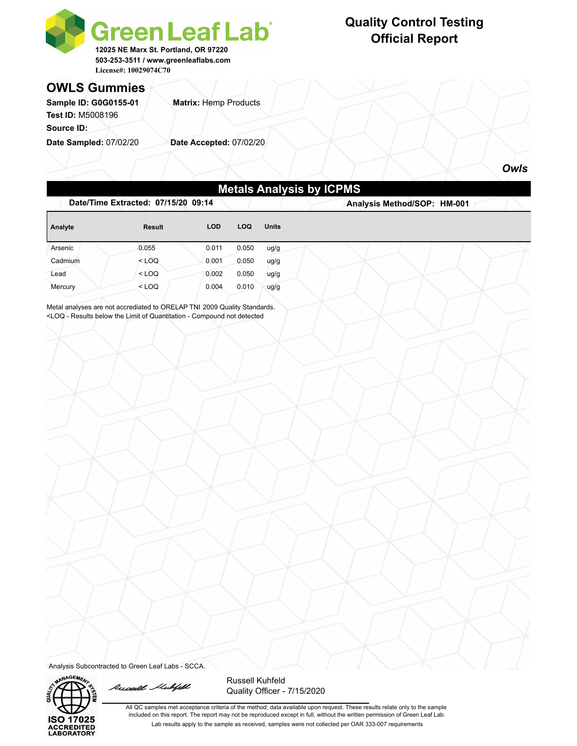# Green Leaf Lab

12025 NE Marx St. Portland, OR 97220
503-253-3511 / www.greenleaflabs.com
License#: 10029074C70

## Quality Control Testing
## Official Report

## OWLS Gummies

**Sample ID: G0G0155-01** **Matrix:** Hemp Products
**Test ID:** M5008196
**Source ID:**
**Date Sampled:** 07/02/20 **Date Accepted:** 07/02/20

***Owls***

### Metals Analysis by ICPMS

**Date/Time Extracted: 07/15/20 09:14** **Analysis Method/SOP: HM-001**

| Analyte | Result | LOD | LOQ | Units |
|---|---|---|---|---|
| Arsenic | 0.055 | 0.011 | 0.050 | ug/g |
| Cadmium | < LOQ | 0.001 | 0.050 | ug/g |
| Lead | < LOQ | 0.002 | 0.050 | ug/g |
| Mercury | < LOQ | 0.004 | 0.010 | ug/g |

Metal analyses are not accrediated to ORELAP TNI 2009 Quality Standards.
<LOQ - Results below the Limit of Quantitation - Compound not detected

Analysis Subcontracted to Green Leaf Labs - SCCA.

ISO 17025 ACCREDITED LABORATORY

Russell Kuhfeld
Quality Officer - 7/15/2020

All QC samples met acceptance criteria of the method; data available upon request. These results relate only to the sample included on this report. The report may not be reproduced except in full, without the written permission of Green Leaf Lab.

Lab results apply to the sample as received, samples were not collected per OAR 333-007 requirements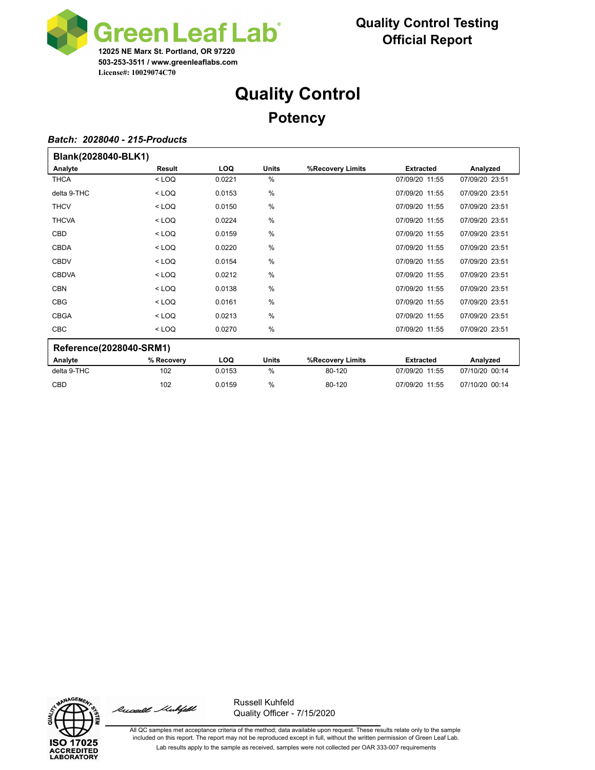Green Leaf Lab
12025 NE Marx St. Portland, OR 97220
503-253-3511 / www.greenleaflabs.com
License#: 10029074C70

**Quality Control Testing**
**Official Report**

# Quality Control

## Potency

***Batch: 2028040 - 215-Products***

**Blank(2028040-BLK1)**

| Analyte | Result | LOQ | Units | %Recovery Limits | Extracted | Analyzed |
|---|---|---|---|---|---|---|
| THCA | < LOQ | 0.0221 | % | | 07/09/20 11:55 | 07/09/20 23:51 |
| delta 9-THC | < LOQ | 0.0153 | % | | 07/09/20 11:55 | 07/09/20 23:51 |
| THCV | < LOQ | 0.0150 | % | | 07/09/20 11:55 | 07/09/20 23:51 |
| THCVA | < LOQ | 0.0224 | % | | 07/09/20 11:55 | 07/09/20 23:51 |
| CBD | < LOQ | 0.0159 | % | | 07/09/20 11:55 | 07/09/20 23:51 |
| CBDA | < LOQ | 0.0220 | % | | 07/09/20 11:55 | 07/09/20 23:51 |
| CBDV | < LOQ | 0.0154 | % | | 07/09/20 11:55 | 07/09/20 23:51 |
| CBDVA | < LOQ | 0.0212 | % | | 07/09/20 11:55 | 07/09/20 23:51 |
| CBN | < LOQ | 0.0138 | % | | 07/09/20 11:55 | 07/09/20 23:51 |
| CBG | < LOQ | 0.0161 | % | | 07/09/20 11:55 | 07/09/20 23:51 |
| CBGA | < LOQ | 0.0213 | % | | 07/09/20 11:55 | 07/09/20 23:51 |
| CBC | < LOQ | 0.0270 | % | | 07/09/20 11:55 | 07/09/20 23:51 |

**Reference(2028040-SRM1)**

| Analyte | % Recovery | LOQ | Units | %Recovery Limits | Extracted | Analyzed |
|---|---|---|---|---|---|---|
| delta 9-THC | 102 | 0.0153 | % | 80-120 | 07/09/20 11:55 | 07/10/20 00:14 |
| CBD | 102 | 0.0159 | % | 80-120 | 07/09/20 11:55 | 07/10/20 00:14 |

ISO 17025 ACCREDITED LABORATORY

Russell Kuhfeld
Quality Officer - 7/15/2020

All QC samples met acceptance criteria of the method; data available upon request. These results relate only to the sample included on this report. The report may not be reproduced except in full, without the written permission of Green Leaf Lab.
Lab results apply to the sample as received, samples were not collected per OAR 333-007 requirements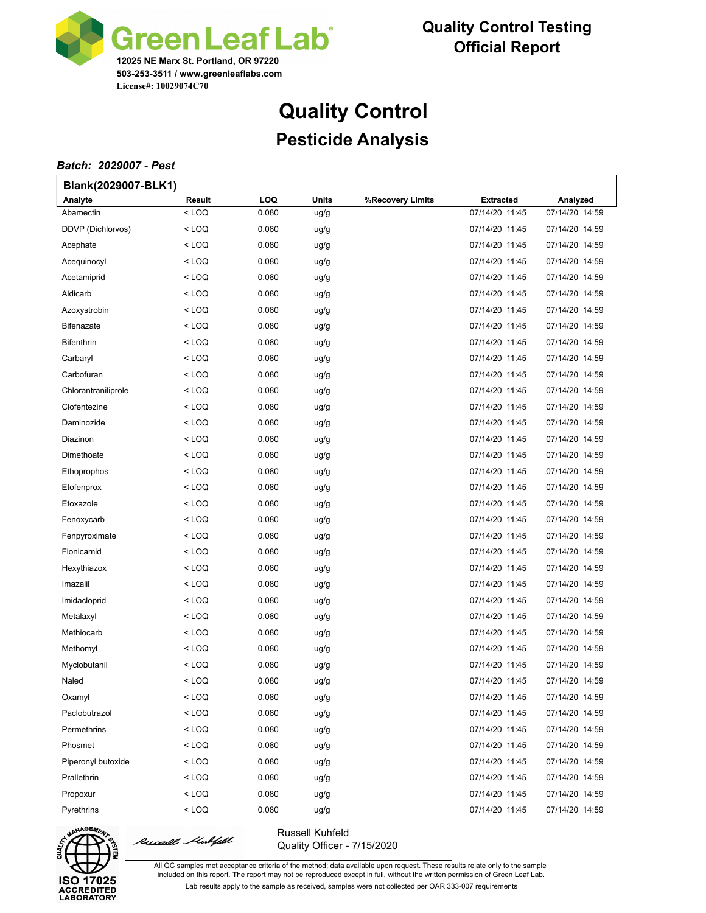**Green Leaf Lab**

12025 NE Marx St. Portland, OR 97220
503-253-3511 / www.greenleaflabs.com
License#: 10029074C70

**Quality Control Testing**
**Official Report**

# Quality Control

## Pesticide Analysis

***Batch: 2029007 - Pest***

**Blank(2029007-BLK1)**

| Analyte | Result | LOQ | Units | %Recovery Limits | Extracted | Analyzed |
|---|---|---|---|---|---|---|
| Abamectin | < LOQ | 0.080 | ug/g | | 07/14/20 11:45 | 07/14/20 14:59 |
| DDVP (Dichlorvos) | < LOQ | 0.080 | ug/g | | 07/14/20 11:45 | 07/14/20 14:59 |
| Acephate | < LOQ | 0.080 | ug/g | | 07/14/20 11:45 | 07/14/20 14:59 |
| Acequinocyl | < LOQ | 0.080 | ug/g | | 07/14/20 11:45 | 07/14/20 14:59 |
| Acetamiprid | < LOQ | 0.080 | ug/g | | 07/14/20 11:45 | 07/14/20 14:59 |
| Aldicarb | < LOQ | 0.080 | ug/g | | 07/14/20 11:45 | 07/14/20 14:59 |
| Azoxystrobin | < LOQ | 0.080 | ug/g | | 07/14/20 11:45 | 07/14/20 14:59 |
| Bifenazate | < LOQ | 0.080 | ug/g | | 07/14/20 11:45 | 07/14/20 14:59 |
| Bifenthrin | < LOQ | 0.080 | ug/g | | 07/14/20 11:45 | 07/14/20 14:59 |
| Carbaryl | < LOQ | 0.080 | ug/g | | 07/14/20 11:45 | 07/14/20 14:59 |
| Carbofuran | < LOQ | 0.080 | ug/g | | 07/14/20 11:45 | 07/14/20 14:59 |
| Chlorantraniliprole | < LOQ | 0.080 | ug/g | | 07/14/20 11:45 | 07/14/20 14:59 |
| Clofentezine | < LOQ | 0.080 | ug/g | | 07/14/20 11:45 | 07/14/20 14:59 |
| Daminozide | < LOQ | 0.080 | ug/g | | 07/14/20 11:45 | 07/14/20 14:59 |
| Diazinon | < LOQ | 0.080 | ug/g | | 07/14/20 11:45 | 07/14/20 14:59 |
| Dimethoate | < LOQ | 0.080 | ug/g | | 07/14/20 11:45 | 07/14/20 14:59 |
| Ethoprophos | < LOQ | 0.080 | ug/g | | 07/14/20 11:45 | 07/14/20 14:59 |
| Etofenprox | < LOQ | 0.080 | ug/g | | 07/14/20 11:45 | 07/14/20 14:59 |
| Etoxazole | < LOQ | 0.080 | ug/g | | 07/14/20 11:45 | 07/14/20 14:59 |
| Fenoxycarb | < LOQ | 0.080 | ug/g | | 07/14/20 11:45 | 07/14/20 14:59 |
| Fenpyroximate | < LOQ | 0.080 | ug/g | | 07/14/20 11:45 | 07/14/20 14:59 |
| Flonicamid | < LOQ | 0.080 | ug/g | | 07/14/20 11:45 | 07/14/20 14:59 |
| Hexythiazox | < LOQ | 0.080 | ug/g | | 07/14/20 11:45 | 07/14/20 14:59 |
| Imazalil | < LOQ | 0.080 | ug/g | | 07/14/20 11:45 | 07/14/20 14:59 |
| Imidacloprid | < LOQ | 0.080 | ug/g | | 07/14/20 11:45 | 07/14/20 14:59 |
| Metalaxyl | < LOQ | 0.080 | ug/g | | 07/14/20 11:45 | 07/14/20 14:59 |
| Methiocarb | < LOQ | 0.080 | ug/g | | 07/14/20 11:45 | 07/14/20 14:59 |
| Methomyl | < LOQ | 0.080 | ug/g | | 07/14/20 11:45 | 07/14/20 14:59 |
| Myclobutanil | < LOQ | 0.080 | ug/g | | 07/14/20 11:45 | 07/14/20 14:59 |
| Naled | < LOQ | 0.080 | ug/g | | 07/14/20 11:45 | 07/14/20 14:59 |
| Oxamyl | < LOQ | 0.080 | ug/g | | 07/14/20 11:45 | 07/14/20 14:59 |
| Paclobutrazol | < LOQ | 0.080 | ug/g | | 07/14/20 11:45 | 07/14/20 14:59 |
| Permethrins | < LOQ | 0.080 | ug/g | | 07/14/20 11:45 | 07/14/20 14:59 |
| Phosmet | < LOQ | 0.080 | ug/g | | 07/14/20 11:45 | 07/14/20 14:59 |
| Piperonyl butoxide | < LOQ | 0.080 | ug/g | | 07/14/20 11:45 | 07/14/20 14:59 |
| Prallethrin | < LOQ | 0.080 | ug/g | | 07/14/20 11:45 | 07/14/20 14:59 |
| Propoxur | < LOQ | 0.080 | ug/g | | 07/14/20 11:45 | 07/14/20 14:59 |
| Pyrethrins | < LOQ | 0.080 | ug/g | | 07/14/20 11:45 | 07/14/20 14:59 |

QUALITY MANAGEMENT SYSTEM
ISO 17025 ACCREDITED LABORATORY

Russell Kuhfeld
Quality Officer - 7/15/2020

All QC samples met acceptance criteria of the method; data available upon request. These results relate only to the sample included on this report. The report may not be reproduced except in full, without the written permission of Green Leaf Lab.
Lab results apply to the sample as received, samples were not collected per OAR 333-007 requirements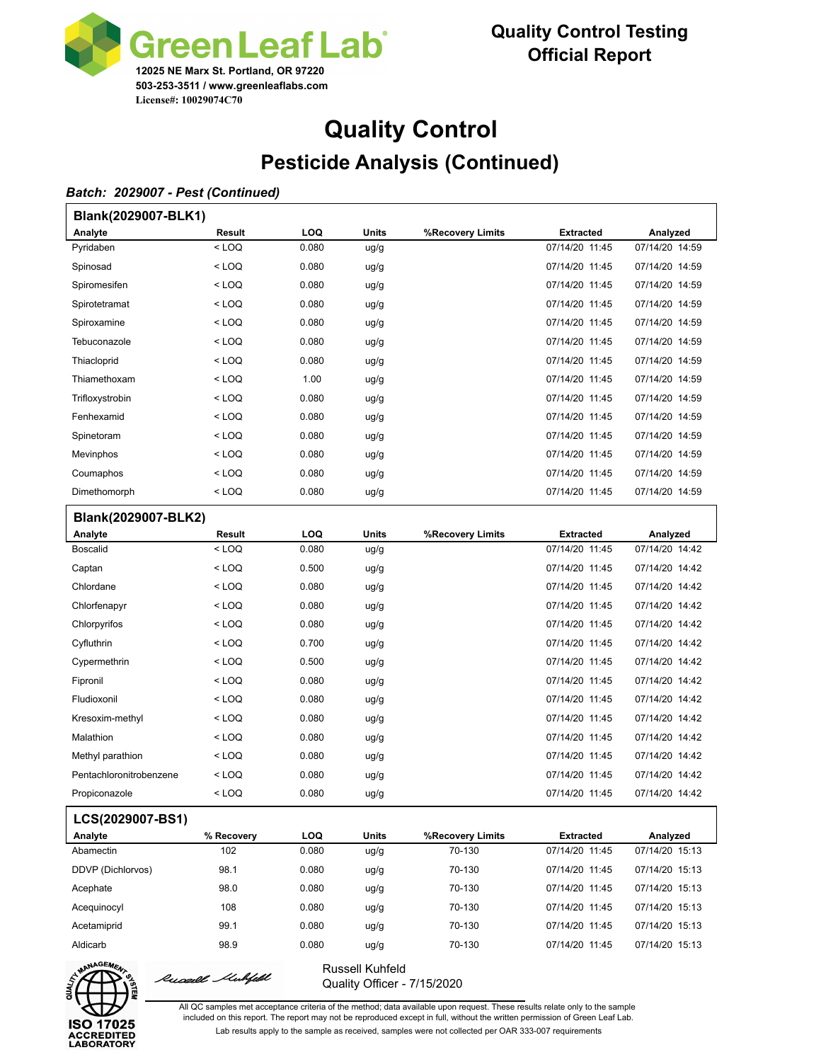**Green Leaf Lab**

12025 NE Marx St. Portland, OR 97220
503-253-3511 / www.greenleaflabs.com
License#: 10029074C70

**Quality Control Testing**
**Official Report**

# Quality Control

## Pesticide Analysis (Continued)

***Batch: 2029007 - Pest (Continued)***

**Blank(2029007-BLK1)**

| Analyte | Result | LOQ | Units | %Recovery Limits | Extracted | Analyzed |
|---|---|---|---|---|---|---|
| Pyridaben | < LOQ | 0.080 | ug/g | | 07/14/20 11:45 | 07/14/20 14:59 |
| Spinosad | < LOQ | 0.080 | ug/g | | 07/14/20 11:45 | 07/14/20 14:59 |
| Spiromesifen | < LOQ | 0.080 | ug/g | | 07/14/20 11:45 | 07/14/20 14:59 |
| Spirotetramat | < LOQ | 0.080 | ug/g | | 07/14/20 11:45 | 07/14/20 14:59 |
| Spiroxamine | < LOQ | 0.080 | ug/g | | 07/14/20 11:45 | 07/14/20 14:59 |
| Tebuconazole | < LOQ | 0.080 | ug/g | | 07/14/20 11:45 | 07/14/20 14:59 |
| Thiacloprid | < LOQ | 0.080 | ug/g | | 07/14/20 11:45 | 07/14/20 14:59 |
| Thiamethoxam | < LOQ | 1.00 | ug/g | | 07/14/20 11:45 | 07/14/20 14:59 |
| Trifloxystrobin | < LOQ | 0.080 | ug/g | | 07/14/20 11:45 | 07/14/20 14:59 |
| Fenhexamid | < LOQ | 0.080 | ug/g | | 07/14/20 11:45 | 07/14/20 14:59 |
| Spinetoram | < LOQ | 0.080 | ug/g | | 07/14/20 11:45 | 07/14/20 14:59 |
| Mevinphos | < LOQ | 0.080 | ug/g | | 07/14/20 11:45 | 07/14/20 14:59 |
| Coumaphos | < LOQ | 0.080 | ug/g | | 07/14/20 11:45 | 07/14/20 14:59 |
| Dimethomorph | < LOQ | 0.080 | ug/g | | 07/14/20 11:45 | 07/14/20 14:59 |

**Blank(2029007-BLK2)**

| Analyte | Result | LOQ | Units | %Recovery Limits | Extracted | Analyzed |
|---|---|---|---|---|---|---|
| Boscalid | < LOQ | 0.080 | ug/g | | 07/14/20 11:45 | 07/14/20 14:42 |
| Captan | < LOQ | 0.500 | ug/g | | 07/14/20 11:45 | 07/14/20 14:42 |
| Chlordane | < LOQ | 0.080 | ug/g | | 07/14/20 11:45 | 07/14/20 14:42 |
| Chlorfenapyr | < LOQ | 0.080 | ug/g | | 07/14/20 11:45 | 07/14/20 14:42 |
| Chlorpyrifos | < LOQ | 0.080 | ug/g | | 07/14/20 11:45 | 07/14/20 14:42 |
| Cyfluthrin | < LOQ | 0.700 | ug/g | | 07/14/20 11:45 | 07/14/20 14:42 |
| Cypermethrin | < LOQ | 0.500 | ug/g | | 07/14/20 11:45 | 07/14/20 14:42 |
| Fipronil | < LOQ | 0.080 | ug/g | | 07/14/20 11:45 | 07/14/20 14:42 |
| Fludioxonil | < LOQ | 0.080 | ug/g | | 07/14/20 11:45 | 07/14/20 14:42 |
| Kresoxim-methyl | < LOQ | 0.080 | ug/g | | 07/14/20 11:45 | 07/14/20 14:42 |
| Malathion | < LOQ | 0.080 | ug/g | | 07/14/20 11:45 | 07/14/20 14:42 |
| Methyl parathion | < LOQ | 0.080 | ug/g | | 07/14/20 11:45 | 07/14/20 14:42 |
| Pentachloronitrobenzene | < LOQ | 0.080 | ug/g | | 07/14/20 11:45 | 07/14/20 14:42 |
| Propiconazole | < LOQ | 0.080 | ug/g | | 07/14/20 11:45 | 07/14/20 14:42 |

**LCS(2029007-BS1)**

| Analyte | % Recovery | LOQ | Units | %Recovery Limits | Extracted | Analyzed |
|---|---|---|---|---|---|---|
| Abamectin | 102 | 0.080 | ug/g | 70-130 | 07/14/20 11:45 | 07/14/20 15:13 |
| DDVP (Dichlorvos) | 98.1 | 0.080 | ug/g | 70-130 | 07/14/20 11:45 | 07/14/20 15:13 |
| Acephate | 98.0 | 0.080 | ug/g | 70-130 | 07/14/20 11:45 | 07/14/20 15:13 |
| Acequinocyl | 108 | 0.080 | ug/g | 70-130 | 07/14/20 11:45 | 07/14/20 15:13 |
| Acetamiprid | 99.1 | 0.080 | ug/g | 70-130 | 07/14/20 11:45 | 07/14/20 15:13 |
| Aldicarb | 98.9 | 0.080 | ug/g | 70-130 | 07/14/20 11:45 | 07/14/20 15:13 |

ISO 17025 ACCREDITED LABORATORY

Russell Kuhfeld
Quality Officer - 7/15/2020

All QC samples met acceptance criteria of the method; data available upon request. These results relate only to the sample included on this report. The report may not be reproduced except in full, without the written permission of Green Leaf Lab.
Lab results apply to the sample as received, samples were not collected per OAR 333-007 requirements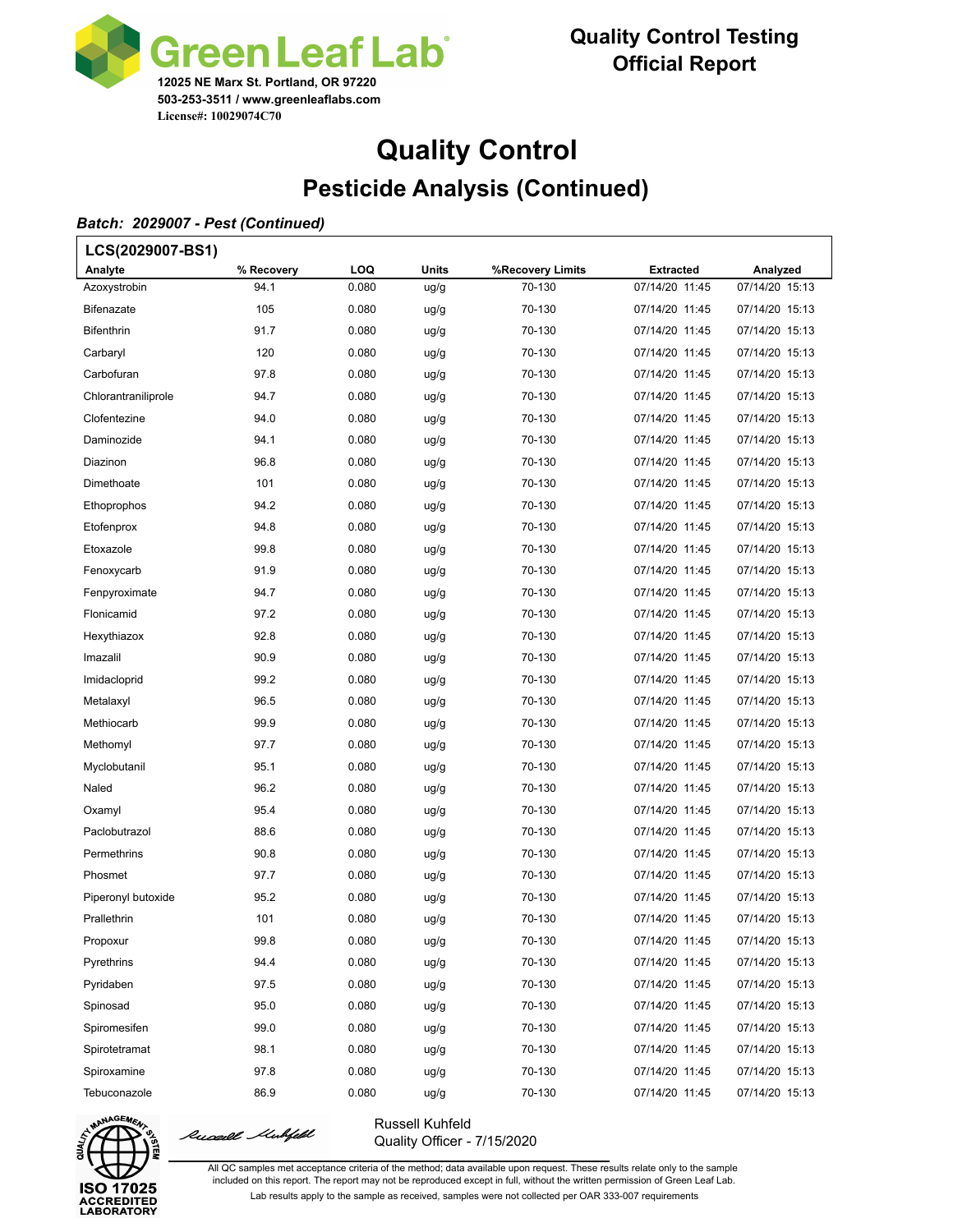Green Leaf Lab
12025 NE Marx St. Portland, OR 97220
503-253-3511 / www.greenleaflabs.com
License#: 10029074C70

**Quality Control Testing**
**Official Report**

# Quality Control

## Pesticide Analysis (Continued)

***Batch: 2029007 - Pest (Continued)***

**LCS(2029007-BS1)**

| Analyte | % Recovery | LOQ | Units | %Recovery Limits | Extracted | Analyzed |
|---|---|---|---|---|---|---|
| Azoxystrobin | 94.1 | 0.080 | ug/g | 70-130 | 07/14/20 11:45 | 07/14/20 15:13 |
| Bifenazate | 105 | 0.080 | ug/g | 70-130 | 07/14/20 11:45 | 07/14/20 15:13 |
| Bifenthrin | 91.7 | 0.080 | ug/g | 70-130 | 07/14/20 11:45 | 07/14/20 15:13 |
| Carbaryl | 120 | 0.080 | ug/g | 70-130 | 07/14/20 11:45 | 07/14/20 15:13 |
| Carbofuran | 97.8 | 0.080 | ug/g | 70-130 | 07/14/20 11:45 | 07/14/20 15:13 |
| Chlorantraniliprole | 94.7 | 0.080 | ug/g | 70-130 | 07/14/20 11:45 | 07/14/20 15:13 |
| Clofentezine | 94.0 | 0.080 | ug/g | 70-130 | 07/14/20 11:45 | 07/14/20 15:13 |
| Daminozide | 94.1 | 0.080 | ug/g | 70-130 | 07/14/20 11:45 | 07/14/20 15:13 |
| Diazinon | 96.8 | 0.080 | ug/g | 70-130 | 07/14/20 11:45 | 07/14/20 15:13 |
| Dimethoate | 101 | 0.080 | ug/g | 70-130 | 07/14/20 11:45 | 07/14/20 15:13 |
| Ethoprophos | 94.2 | 0.080 | ug/g | 70-130 | 07/14/20 11:45 | 07/14/20 15:13 |
| Etofenprox | 94.8 | 0.080 | ug/g | 70-130 | 07/14/20 11:45 | 07/14/20 15:13 |
| Etoxazole | 99.8 | 0.080 | ug/g | 70-130 | 07/14/20 11:45 | 07/14/20 15:13 |
| Fenoxycarb | 91.9 | 0.080 | ug/g | 70-130 | 07/14/20 11:45 | 07/14/20 15:13 |
| Fenpyroximate | 94.7 | 0.080 | ug/g | 70-130 | 07/14/20 11:45 | 07/14/20 15:13 |
| Flonicamid | 97.2 | 0.080 | ug/g | 70-130 | 07/14/20 11:45 | 07/14/20 15:13 |
| Hexythiazox | 92.8 | 0.080 | ug/g | 70-130 | 07/14/20 11:45 | 07/14/20 15:13 |
| Imazalil | 90.9 | 0.080 | ug/g | 70-130 | 07/14/20 11:45 | 07/14/20 15:13 |
| Imidacloprid | 99.2 | 0.080 | ug/g | 70-130 | 07/14/20 11:45 | 07/14/20 15:13 |
| Metalaxyl | 96.5 | 0.080 | ug/g | 70-130 | 07/14/20 11:45 | 07/14/20 15:13 |
| Methiocarb | 99.9 | 0.080 | ug/g | 70-130 | 07/14/20 11:45 | 07/14/20 15:13 |
| Methomyl | 97.7 | 0.080 | ug/g | 70-130 | 07/14/20 11:45 | 07/14/20 15:13 |
| Myclobutanil | 95.1 | 0.080 | ug/g | 70-130 | 07/14/20 11:45 | 07/14/20 15:13 |
| Naled | 96.2 | 0.080 | ug/g | 70-130 | 07/14/20 11:45 | 07/14/20 15:13 |
| Oxamyl | 95.4 | 0.080 | ug/g | 70-130 | 07/14/20 11:45 | 07/14/20 15:13 |
| Paclobutrazol | 88.6 | 0.080 | ug/g | 70-130 | 07/14/20 11:45 | 07/14/20 15:13 |
| Permethrins | 90.8 | 0.080 | ug/g | 70-130 | 07/14/20 11:45 | 07/14/20 15:13 |
| Phosmet | 97.7 | 0.080 | ug/g | 70-130 | 07/14/20 11:45 | 07/14/20 15:13 |
| Piperonyl butoxide | 95.2 | 0.080 | ug/g | 70-130 | 07/14/20 11:45 | 07/14/20 15:13 |
| Prallethrin | 101 | 0.080 | ug/g | 70-130 | 07/14/20 11:45 | 07/14/20 15:13 |
| Propoxur | 99.8 | 0.080 | ug/g | 70-130 | 07/14/20 11:45 | 07/14/20 15:13 |
| Pyrethrins | 94.4 | 0.080 | ug/g | 70-130 | 07/14/20 11:45 | 07/14/20 15:13 |
| Pyridaben | 97.5 | 0.080 | ug/g | 70-130 | 07/14/20 11:45 | 07/14/20 15:13 |
| Spinosad | 95.0 | 0.080 | ug/g | 70-130 | 07/14/20 11:45 | 07/14/20 15:13 |
| Spiromesifen | 99.0 | 0.080 | ug/g | 70-130 | 07/14/20 11:45 | 07/14/20 15:13 |
| Spirotetramat | 98.1 | 0.080 | ug/g | 70-130 | 07/14/20 11:45 | 07/14/20 15:13 |
| Spiroxamine | 97.8 | 0.080 | ug/g | 70-130 | 07/14/20 11:45 | 07/14/20 15:13 |
| Tebuconazole | 86.9 | 0.080 | ug/g | 70-130 | 07/14/20 11:45 | 07/14/20 15:13 |

ISO 17025 ACCREDITED LABORATORY

Russell Kuhfeld
Quality Officer - 7/15/2020

All QC samples met acceptance criteria of the method; data available upon request. These results relate only to the sample included on this report. The report may not be reproduced except in full, without the written permission of Green Leaf Lab.

Lab results apply to the sample as received, samples were not collected per OAR 333-007 requirements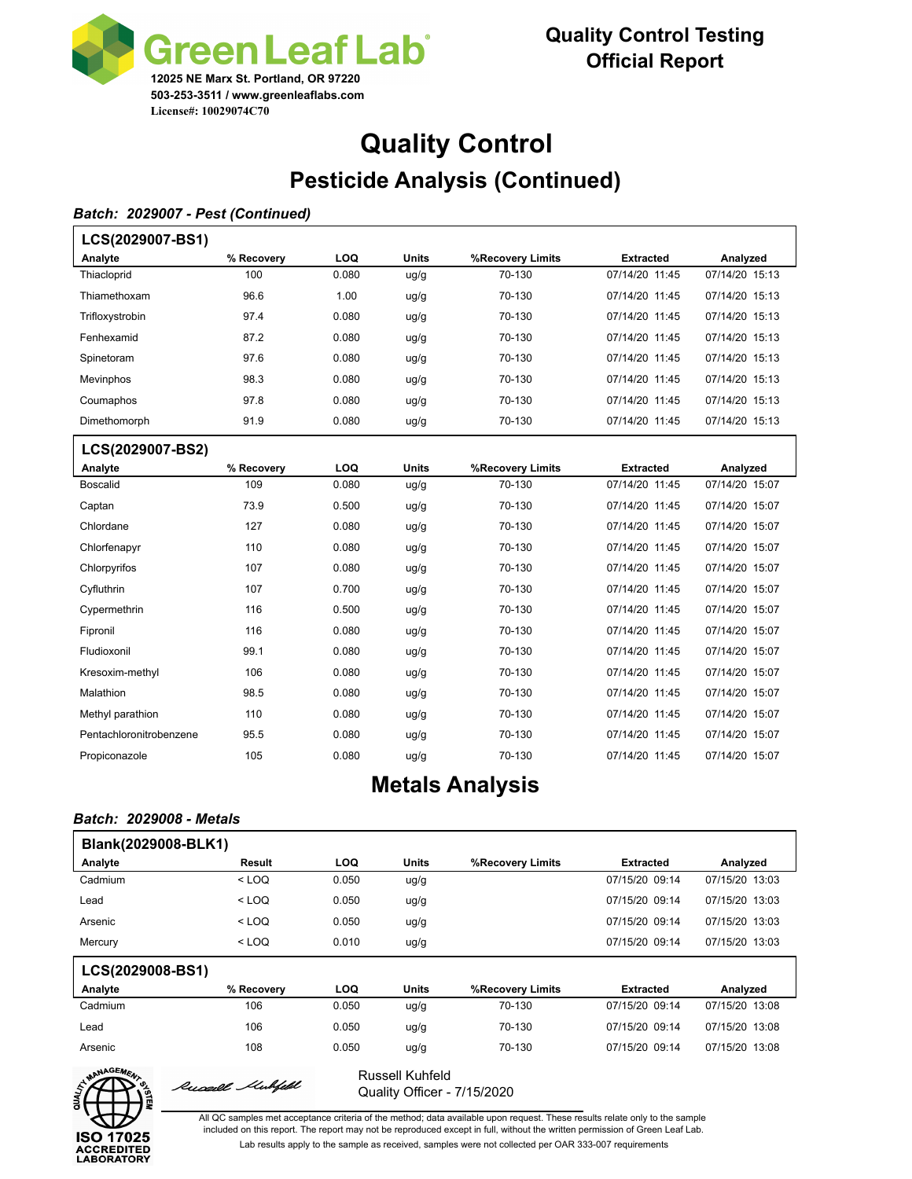# Green Leaf Lab

12025 NE Marx St. Portland, OR 97220
503-253-3511 / www.greenleaflabs.com
License#: 10029074C70

**Quality Control Testing Official Report**

# Quality Control

## Pesticide Analysis (Continued)

***Batch: 2029007 - Pest (Continued)***

**LCS(2029007-BS1)**

| Analyte | % Recovery | LOQ | Units | %Recovery Limits | Extracted | Analyzed |
|---|---|---|---|---|---|---|
| Thiacloprid | 100 | 0.080 | ug/g | 70-130 | 07/14/20 11:45 | 07/14/20 15:13 |
| Thiamethoxam | 96.6 | 1.00 | ug/g | 70-130 | 07/14/20 11:45 | 07/14/20 15:13 |
| Trifloxystrobin | 97.4 | 0.080 | ug/g | 70-130 | 07/14/20 11:45 | 07/14/20 15:13 |
| Fenhexamid | 87.2 | 0.080 | ug/g | 70-130 | 07/14/20 11:45 | 07/14/20 15:13 |
| Spinetoram | 97.6 | 0.080 | ug/g | 70-130 | 07/14/20 11:45 | 07/14/20 15:13 |
| Mevinphos | 98.3 | 0.080 | ug/g | 70-130 | 07/14/20 11:45 | 07/14/20 15:13 |
| Coumaphos | 97.8 | 0.080 | ug/g | 70-130 | 07/14/20 11:45 | 07/14/20 15:13 |
| Dimethomorph | 91.9 | 0.080 | ug/g | 70-130 | 07/14/20 11:45 | 07/14/20 15:13 |

**LCS(2029007-BS2)**

| Analyte | % Recovery | LOQ | Units | %Recovery Limits | Extracted | Analyzed |
|---|---|---|---|---|---|---|
| Boscalid | 109 | 0.080 | ug/g | 70-130 | 07/14/20 11:45 | 07/14/20 15:07 |
| Captan | 73.9 | 0.500 | ug/g | 70-130 | 07/14/20 11:45 | 07/14/20 15:07 |
| Chlordane | 127 | 0.080 | ug/g | 70-130 | 07/14/20 11:45 | 07/14/20 15:07 |
| Chlorfenapyr | 110 | 0.080 | ug/g | 70-130 | 07/14/20 11:45 | 07/14/20 15:07 |
| Chlorpyrifos | 107 | 0.080 | ug/g | 70-130 | 07/14/20 11:45 | 07/14/20 15:07 |
| Cyfluthrin | 107 | 0.700 | ug/g | 70-130 | 07/14/20 11:45 | 07/14/20 15:07 |
| Cypermethrin | 116 | 0.500 | ug/g | 70-130 | 07/14/20 11:45 | 07/14/20 15:07 |
| Fipronil | 116 | 0.080 | ug/g | 70-130 | 07/14/20 11:45 | 07/14/20 15:07 |
| Fludioxonil | 99.1 | 0.080 | ug/g | 70-130 | 07/14/20 11:45 | 07/14/20 15:07 |
| Kresoxim-methyl | 106 | 0.080 | ug/g | 70-130 | 07/14/20 11:45 | 07/14/20 15:07 |
| Malathion | 98.5 | 0.080 | ug/g | 70-130 | 07/14/20 11:45 | 07/14/20 15:07 |
| Methyl parathion | 110 | 0.080 | ug/g | 70-130 | 07/14/20 11:45 | 07/14/20 15:07 |
| Pentachloronitrobenzene | 95.5 | 0.080 | ug/g | 70-130 | 07/14/20 11:45 | 07/14/20 15:07 |
| Propiconazole | 105 | 0.080 | ug/g | 70-130 | 07/14/20 11:45 | 07/14/20 15:07 |

## Metals Analysis

***Batch: 2029008 - Metals***

**Blank(2029008-BLK1)**

| Analyte | Result | LOQ | Units | %Recovery Limits | Extracted | Analyzed |
|---|---|---|---|---|---|---|
| Cadmium | < LOQ | 0.050 | ug/g | | 07/15/20 09:14 | 07/15/20 13:03 |
| Lead | < LOQ | 0.050 | ug/g | | 07/15/20 09:14 | 07/15/20 13:03 |
| Arsenic | < LOQ | 0.050 | ug/g | | 07/15/20 09:14 | 07/15/20 13:03 |
| Mercury | < LOQ | 0.010 | ug/g | | 07/15/20 09:14 | 07/15/20 13:03 |

**LCS(2029008-BS1)**

| Analyte | % Recovery | LOQ | Units | %Recovery Limits | Extracted | Analyzed |
|---|---|---|---|---|---|---|
| Cadmium | 106 | 0.050 | ug/g | 70-130 | 07/15/20 09:14 | 07/15/20 13:08 |
| Lead | 106 | 0.050 | ug/g | 70-130 | 07/15/20 09:14 | 07/15/20 13:08 |
| Arsenic | 108 | 0.050 | ug/g | 70-130 | 07/15/20 09:14 | 07/15/20 13:08 |

ISO 17025 ACCREDITED LABORATORY

Russell Kuhfeld
Quality Officer - 7/15/2020

All QC samples met acceptance criteria of the method; data available upon request. These results relate only to the sample included on this report. The report may not be reproduced except in full, without the written permission of Green Leaf Lab.

Lab results apply to the sample as received, samples were not collected per OAR 333-007 requirements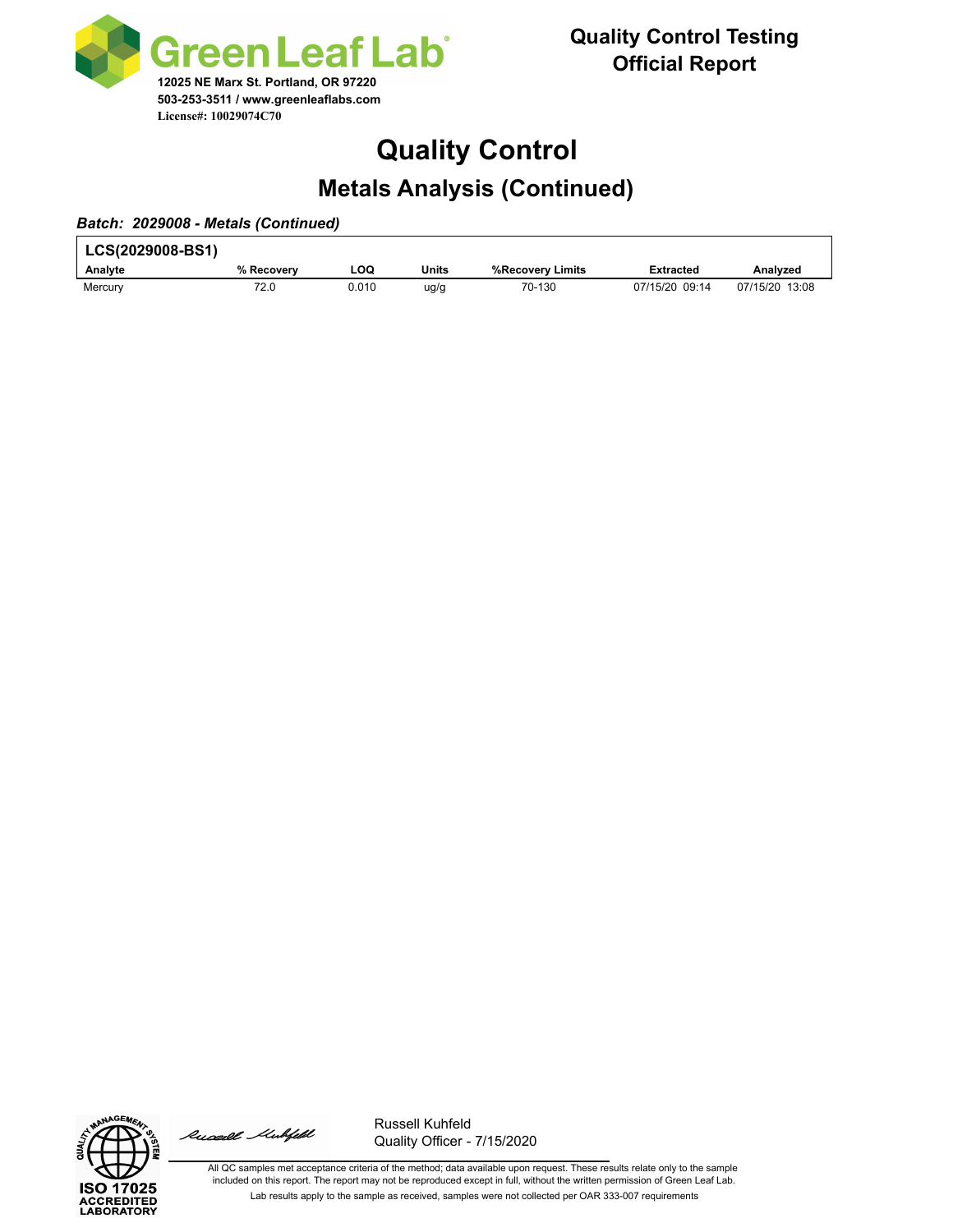**Green Leaf Lab**
12025 NE Marx St. Portland, OR 97220
503-253-3511 / www.greenleaflabs.com
License#: 10029074C70

**Quality Control Testing**
**Official Report**

# Quality Control

## Metals Analysis (Continued)

***Batch: 2029008 - Metals (Continued)***

**LCS(2029008-BS1)**

| Analyte | % Recovery | LOQ | Units | %Recovery Limits | Extracted | Analyzed |
|---|---|---|---|---|---|---|
| Mercury | 72.0 | 0.010 | ug/g | 70-130 | 07/15/20 09:14 | 07/15/20 13:08 |

ISO 17025 ACCREDITED LABORATORY

Russell Kuhfeld
Quality Officer - 7/15/2020

All QC samples met acceptance criteria of the method; data available upon request. These results relate only to the sample included on this report. The report may not be reproduced except in full, without the written permission of Green Leaf Lab.
Lab results apply to the sample as received, samples were not collected per OAR 333-007 requirements